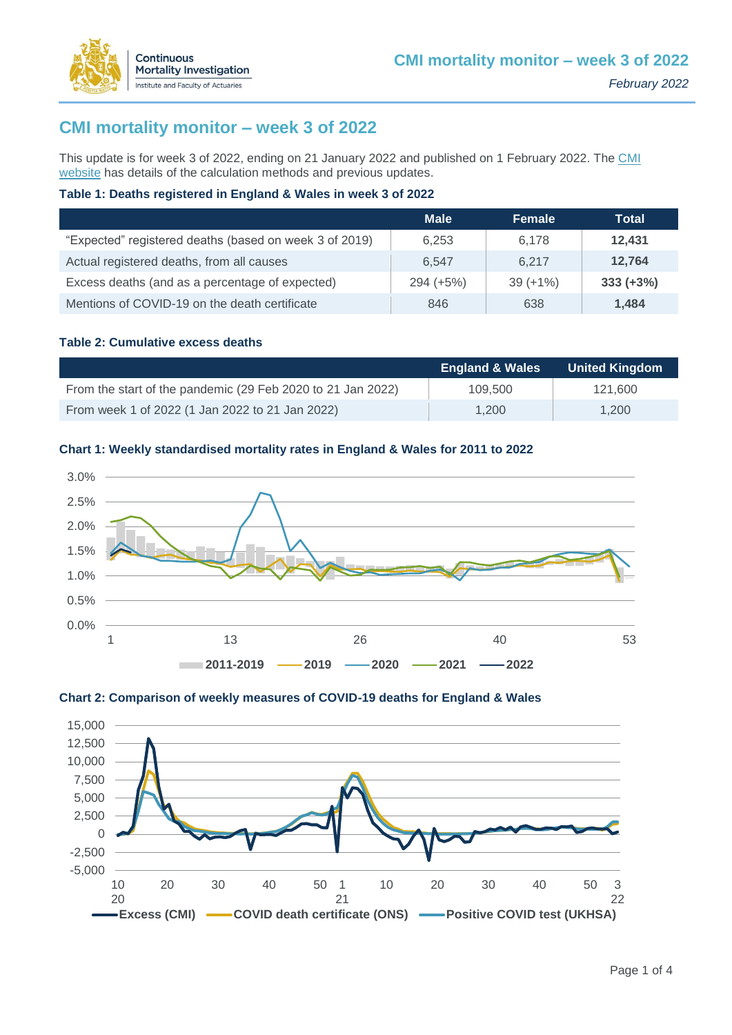# CMI mortality monitor – week 3 of 2022

This update is for week 3 of 2022, ending on 21 January 2022 and published on 1 February 2022. The CMI website has details of the calculation methods and previous updates.

**Table 1: Deaths registered in England & Wales in week 3 of 2022**

| | Male | Female | Total |
|---|---|---|---|
| "Expected" registered deaths (based on week 3 of 2019) | 6,253 | 6,178 | **12,431** |
| Actual registered deaths, from all causes | 6,547 | 6,217 | **12,764** |
| Excess deaths (and as a percentage of expected) | 294 (+5%) | 39 (+1%) | **333 (+3%)** |
| Mentions of COVID-19 on the death certificate | 846 | 638 | **1,484** |

**Table 2: Cumulative excess deaths**

| | England & Wales | United Kingdom |
|---|---|---|
| From the start of the pandemic (29 Feb 2020 to 21 Jan 2022) | 109,500 | 121,600 |
| From week 1 of 2022 (1 Jan 2022 to 21 Jan 2022) | 1,200 | 1,200 |

**Chart 1: Weekly standardised mortality rates in England & Wales for 2011 to 2022**

**Chart 2: Comparison of weekly measures of COVID-19 deaths for England & Wales**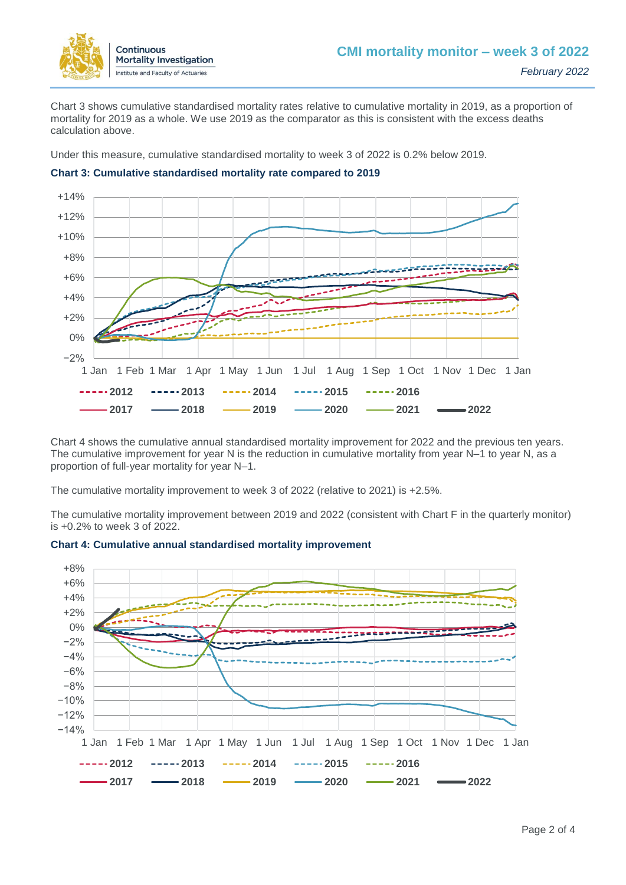Chart 3 shows cumulative standardised mortality rates relative to cumulative mortality in 2019, as a proportion of mortality for 2019 as a whole. We use 2019 as the comparator as this is consistent with the excess deaths calculation above.

Under this measure, cumulative standardised mortality to week 3 of 2022 is 0.2% below 2019.

**Chart 3: Cumulative standardised mortality rate compared to 2019**

Chart 4 shows the cumulative annual standardised mortality improvement for 2022 and the previous ten years. The cumulative improvement for year N is the reduction in cumulative mortality from year N–1 to year N, as a proportion of full-year mortality for year N–1.

The cumulative mortality improvement to week 3 of 2022 (relative to 2021) is +2.5%.

The cumulative mortality improvement between 2019 and 2022 (consistent with Chart F in the quarterly monitor) is +0.2% to week 3 of 2022.

**Chart 4: Cumulative annual standardised mortality improvement**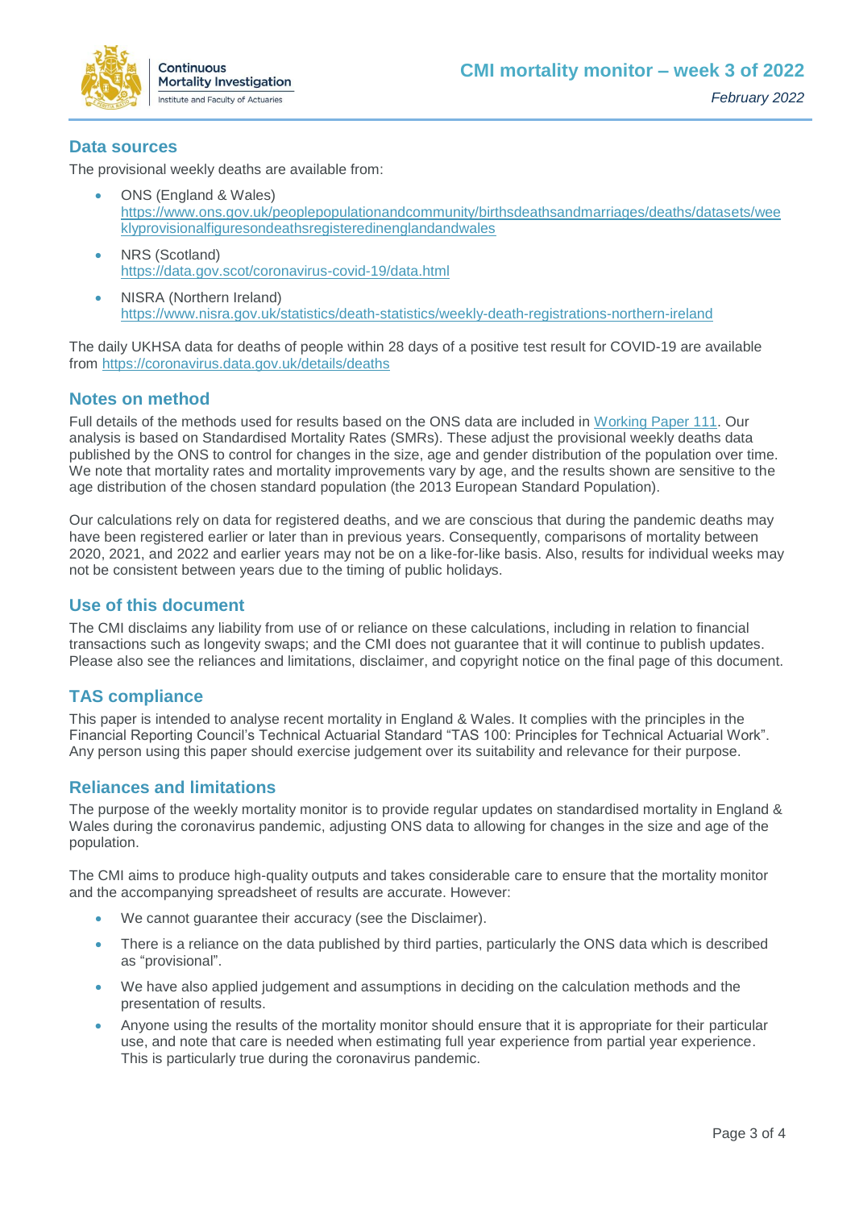## Data sources

The provisional weekly deaths are available from:

- ONS (England & Wales)
  https://www.ons.gov.uk/peoplepopulationandcommunity/birthsdeathsandmarriages/deaths/datasets/weeklyprovisionalfiguresondeathsregisteredinenglandandwales
- NRS (Scotland)
  https://data.gov.scot/coronavirus-covid-19/data.html
- NISRA (Northern Ireland)
  https://www.nisra.gov.uk/statistics/death-statistics/weekly-death-registrations-northern-ireland

The daily UKHSA data for deaths of people within 28 days of a positive test result for COVID-19 are available from https://coronavirus.data.gov.uk/details/deaths

## Notes on method

Full details of the methods used for results based on the ONS data are included in Working Paper 111. Our analysis is based on Standardised Mortality Rates (SMRs). These adjust the provisional weekly deaths data published by the ONS to control for changes in the size, age and gender distribution of the population over time. We note that mortality rates and mortality improvements vary by age, and the results shown are sensitive to the age distribution of the chosen standard population (the 2013 European Standard Population).

Our calculations rely on data for registered deaths, and we are conscious that during the pandemic deaths may have been registered earlier or later than in previous years. Consequently, comparisons of mortality between 2020, 2021, and 2022 and earlier years may not be on a like-for-like basis. Also, results for individual weeks may not be consistent between years due to the timing of public holidays.

## Use of this document

The CMI disclaims any liability from use of or reliance on these calculations, including in relation to financial transactions such as longevity swaps; and the CMI does not guarantee that it will continue to publish updates. Please also see the reliances and limitations, disclaimer, and copyright notice on the final page of this document.

## TAS compliance

This paper is intended to analyse recent mortality in England & Wales. It complies with the principles in the Financial Reporting Council's Technical Actuarial Standard "TAS 100: Principles for Technical Actuarial Work". Any person using this paper should exercise judgement over its suitability and relevance for their purpose.

## Reliances and limitations

The purpose of the weekly mortality monitor is to provide regular updates on standardised mortality in England & Wales during the coronavirus pandemic, adjusting ONS data to allowing for changes in the size and age of the population.

The CMI aims to produce high-quality outputs and takes considerable care to ensure that the mortality monitor and the accompanying spreadsheet of results are accurate. However:

- We cannot guarantee their accuracy (see the Disclaimer).
- There is a reliance on the data published by third parties, particularly the ONS data which is described as "provisional".
- We have also applied judgement and assumptions in deciding on the calculation methods and the presentation of results.
- Anyone using the results of the mortality monitor should ensure that it is appropriate for their particular use, and note that care is needed when estimating full year experience from partial year experience. This is particularly true during the coronavirus pandemic.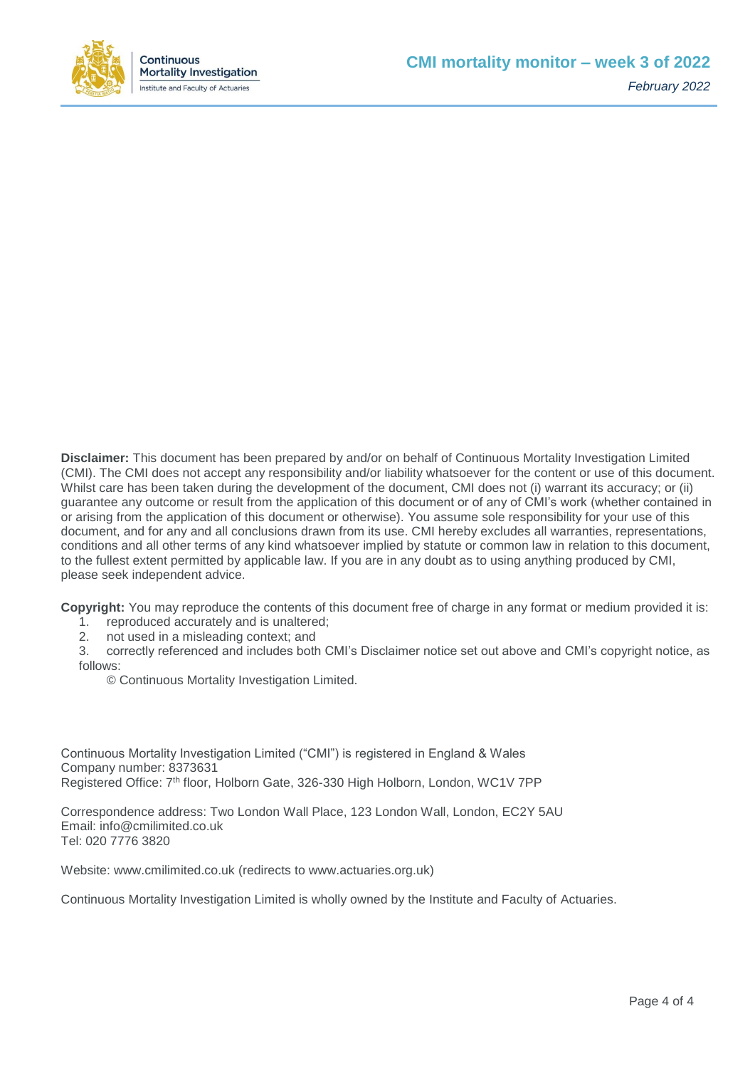**Disclaimer:** This document has been prepared by and/or on behalf of Continuous Mortality Investigation Limited (CMI). The CMI does not accept any responsibility and/or liability whatsoever for the content or use of this document. Whilst care has been taken during the development of the document, CMI does not (i) warrant its accuracy; or (ii) guarantee any outcome or result from the application of this document or of any of CMI's work (whether contained in or arising from the application of this document or otherwise). You assume sole responsibility for your use of this document, and for any and all conclusions drawn from its use. CMI hereby excludes all warranties, representations, conditions and all other terms of any kind whatsoever implied by statute or common law in relation to this document, to the fullest extent permitted by applicable law. If you are in any doubt as to using anything produced by CMI, please seek independent advice.

**Copyright:** You may reproduce the contents of this document free of charge in any format or medium provided it is:

1. reproduced accurately and is unaltered;
2. not used in a misleading context; and
3. correctly referenced and includes both CMI's Disclaimer notice set out above and CMI's copyright notice, as follows:

   © Continuous Mortality Investigation Limited.

Continuous Mortality Investigation Limited ("CMI") is registered in England & Wales
Company number: 8373631
Registered Office: 7th floor, Holborn Gate, 326-330 High Holborn, London, WC1V 7PP

Correspondence address: Two London Wall Place, 123 London Wall, London, EC2Y 5AU
Email: info@cmilimited.co.uk
Tel: 020 7776 3820

Website: www.cmilimited.co.uk (redirects to www.actuaries.org.uk)

Continuous Mortality Investigation Limited is wholly owned by the Institute and Faculty of Actuaries.